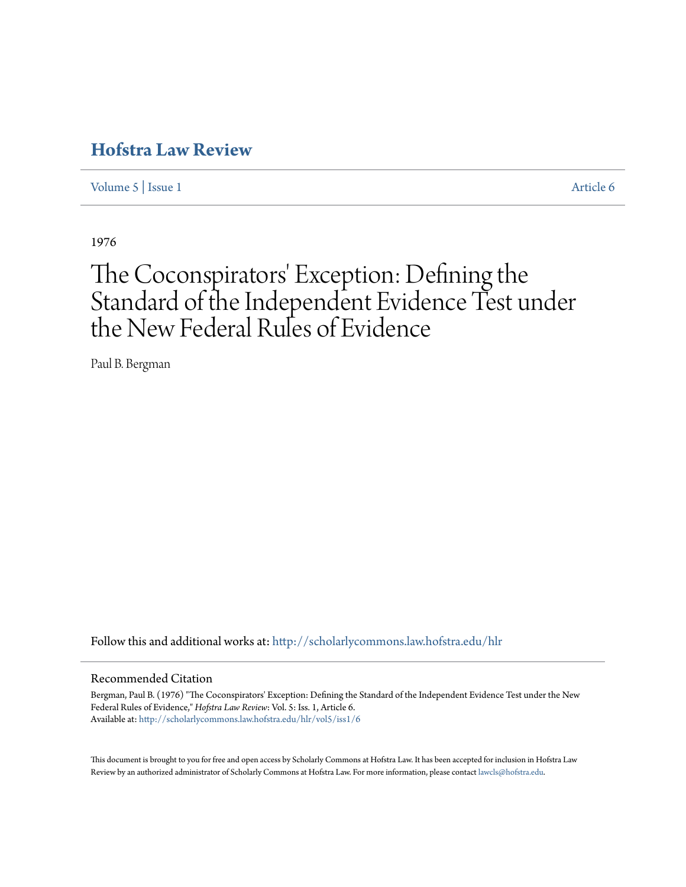# Hofstra Law Review

Volume 5 | Issue 1 Article 6

1976

# The Coconspirators' Exception: Defining the Standard of the Independent Evidence Test under the New Federal Rules of Evidence

Paul B. Bergman

Follow this and additional works at: http://scholarlycommons.law.hofstra.edu/hlr

## Recommended Citation

Bergman, Paul B. (1976) "The Coconspirators' Exception: Defining the Standard of the Independent Evidence Test under the New Federal Rules of Evidence," *Hofstra Law Review*: Vol. 5: Iss. 1, Article 6.
Available at: http://scholarlycommons.law.hofstra.edu/hlr/vol5/iss1/6

This document is brought to you for free and open access by Scholarly Commons at Hofstra Law. It has been accepted for inclusion in Hofstra Law Review by an authorized administrator of Scholarly Commons at Hofstra Law. For more information, please contact lawcls@hofstra.edu.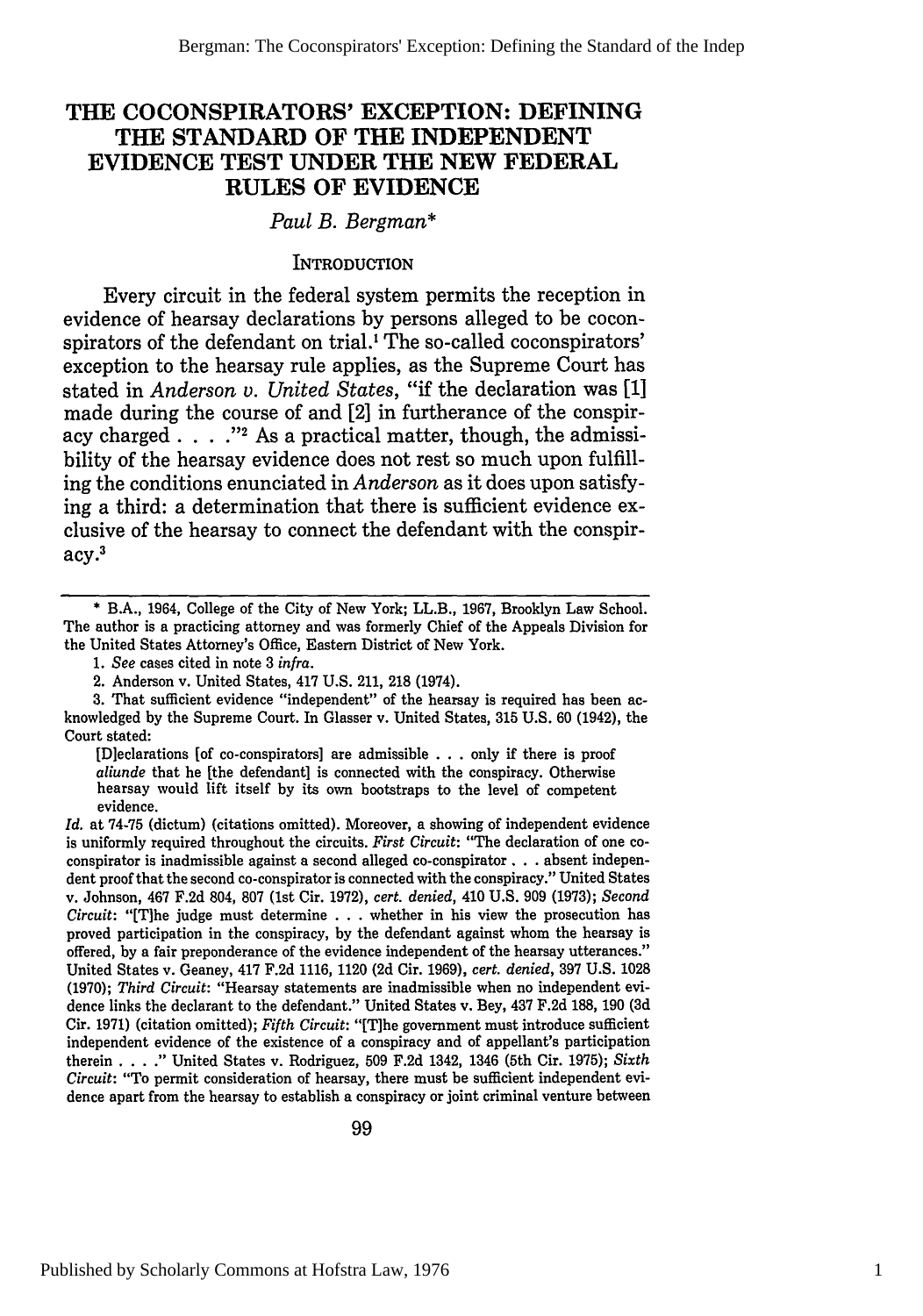# THE COCONSPIRATORS' EXCEPTION: DEFINING THE STANDARD OF THE INDEPENDENT EVIDENCE TEST UNDER THE NEW FEDERAL RULES OF EVIDENCE

*Paul B. Bergman**

## INTRODUCTION

Every circuit in the federal system permits the reception in evidence of hearsay declarations by persons alleged to be coconspirators of the defendant on trial.[1] The so-called coconspirators' exception to the hearsay rule applies, as the Supreme Court has stated in *Anderson v. United States*, "if the declaration was [1] made during the course of and [2] in furtherance of the conspiracy charged . . . ."[2] As a practical matter, though, the admissibility of the hearsay evidence does not rest so much upon fulfilling the conditions enunciated in *Anderson* as it does upon satisfying a third: a determination that there is sufficient evidence exclusive of the hearsay to connect the defendant with the conspiracy.[3]

---

\* B.A., 1964, College of the City of New York; LL.B., 1967, Brooklyn Law School. The author is a practicing attorney and was formerly Chief of the Appeals Division for the United States Attorney's Office, Eastern District of New York.

1. *See* cases cited in note 3 *infra*.

2. Anderson v. United States, 417 U.S. 211, 218 (1974).

3. That sufficient evidence "independent" of the hearsay is required has been acknowledged by the Supreme Court. In Glasser v. United States, 315 U.S. 60 (1942), the Court stated:

> [D]eclarations [of co-conspirators] are admissible . . . only if there is proof *aliunde* that he [the defendant] is connected with the conspiracy. Otherwise hearsay would lift itself by its own bootstraps to the level of competent evidence.

*Id.* at 74-75 (dictum) (citations omitted). Moreover, a showing of independent evidence is uniformly required throughout the circuits. *First Circuit*: "The declaration of one co-conspirator is inadmissible against a second alleged co-conspirator . . . absent independent proof that the second co-conspirator is connected with the conspiracy." United States v. Johnson, 467 F.2d 804, 807 (1st Cir. 1972), *cert. denied*, 410 U.S. 909 (1973); *Second Circuit*: "[T]he judge must determine . . . whether in his view the prosecution has proved participation in the conspiracy, by the defendant against whom the hearsay is offered, by a fair preponderance of the evidence independent of the hearsay utterances." United States v. Geaney, 417 F.2d 1116, 1120 (2d Cir. 1969), *cert. denied*, 397 U.S. 1028 (1970); *Third Circuit*: "Hearsay statements are inadmissible when no independent evidence links the declarant to the defendant." United States v. Bey, 437 F.2d 188, 190 (3d Cir. 1971) (citation omitted); *Fifth Circuit*: "[T]he government must introduce sufficient independent evidence of the existence of a conspiracy and of appellant's participation therein . . . ." United States v. Rodriguez, 509 F.2d 1342, 1346 (5th Cir. 1975); *Sixth Circuit*: "To permit consideration of hearsay, there must be sufficient independent evidence apart from the hearsay to establish a conspiracy or joint criminal venture between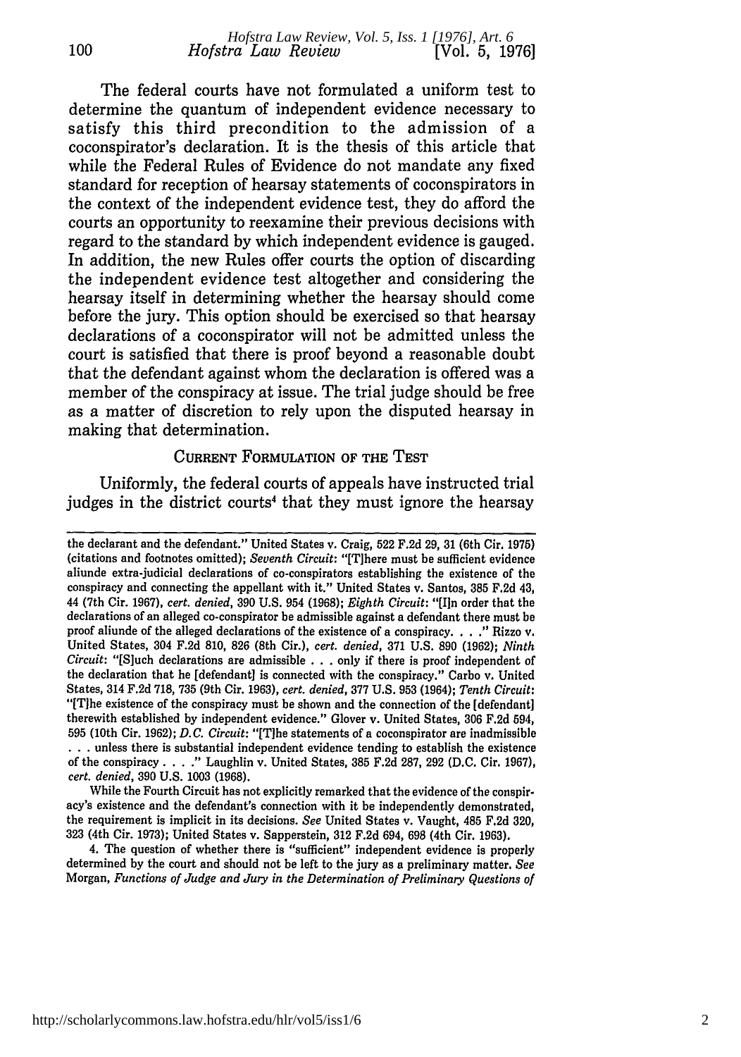The federal courts have not formulated a uniform test to determine the quantum of independent evidence necessary to satisfy this third precondition to the admission of a coconspirator's declaration. It is the thesis of this article that while the Federal Rules of Evidence do not mandate any fixed standard for reception of hearsay statements of coconspirators in the context of the independent evidence test, they do afford the courts an opportunity to reexamine their previous decisions with regard to the standard by which independent evidence is gauged. In addition, the new Rules offer courts the option of discarding the independent evidence test altogether and considering the hearsay itself in determining whether the hearsay should come before the jury. This option should be exercised so that hearsay declarations of a coconspirator will not be admitted unless the court is satisfied that there is proof beyond a reasonable doubt that the defendant against whom the declaration is offered was a member of the conspiracy at issue. The trial judge should be free as a matter of discretion to rely upon the disputed hearsay in making that determination.

## CURRENT FORMULATION OF THE TEST

Uniformly, the federal courts of appeals have instructed trial judges in the district courts[4] that they must ignore the hearsay

---

the declarant and the defendant." United States v. Craig, 522 F.2d 29, 31 (6th Cir. 1975) (citations and footnotes omitted); *Seventh Circuit:* "[T]here must be sufficient evidence aliunde extra-judicial declarations of co-conspirators establishing the existence of the conspiracy and connecting the appellant with it." United States v. Santos, 385 F.2d 43, 44 (7th Cir. 1967), *cert. denied*, 390 U.S. 954 (1968); *Eighth Circuit:* "[I]n order that the declarations of an alleged co-conspirator be admissible against a defendant there must be proof aliunde of the alleged declarations of the existence of a conspiracy. . . ." Rizzo v. United States, 304 F.2d 810, 826 (8th Cir.), *cert. denied*, 371 U.S. 890 (1962); *Ninth Circuit:* "[S]uch declarations are admissible . . . only if there is proof independent of the declaration that he [defendant] is connected with the conspiracy." Carbo v. United States, 314 F.2d 718, 735 (9th Cir. 1963), *cert. denied*, 377 U.S. 953 (1964); *Tenth Circuit:* "[T]he existence of the conspiracy must be shown and the connection of the [defendant] therewith established by independent evidence." Glover v. United States, 306 F.2d 594, 595 (10th Cir. 1962); *D.C. Circuit:* "[T]he statements of a coconspirator are inadmissible . . . unless there is substantial independent evidence tending to establish the existence of the conspiracy . . . ." Laughlin v. United States, 385 F.2d 287, 292 (D.C. Cir. 1967), *cert. denied*, 390 U.S. 1003 (1968).

While the Fourth Circuit has not explicitly remarked that the evidence of the conspiracy's existence and the defendant's connection with it be independently demonstrated, the requirement is implicit in its decisions. *See* United States v. Vaught, 485 F.2d 320, 323 (4th Cir. 1973); United States v. Sapperstein, 312 F.2d 694, 698 (4th Cir. 1963).

4. The question of whether there is "sufficient" independent evidence is properly determined by the court and should not be left to the jury as a preliminary matter. *See* Morgan, *Functions of Judge and Jury in the Determination of Preliminary Questions of*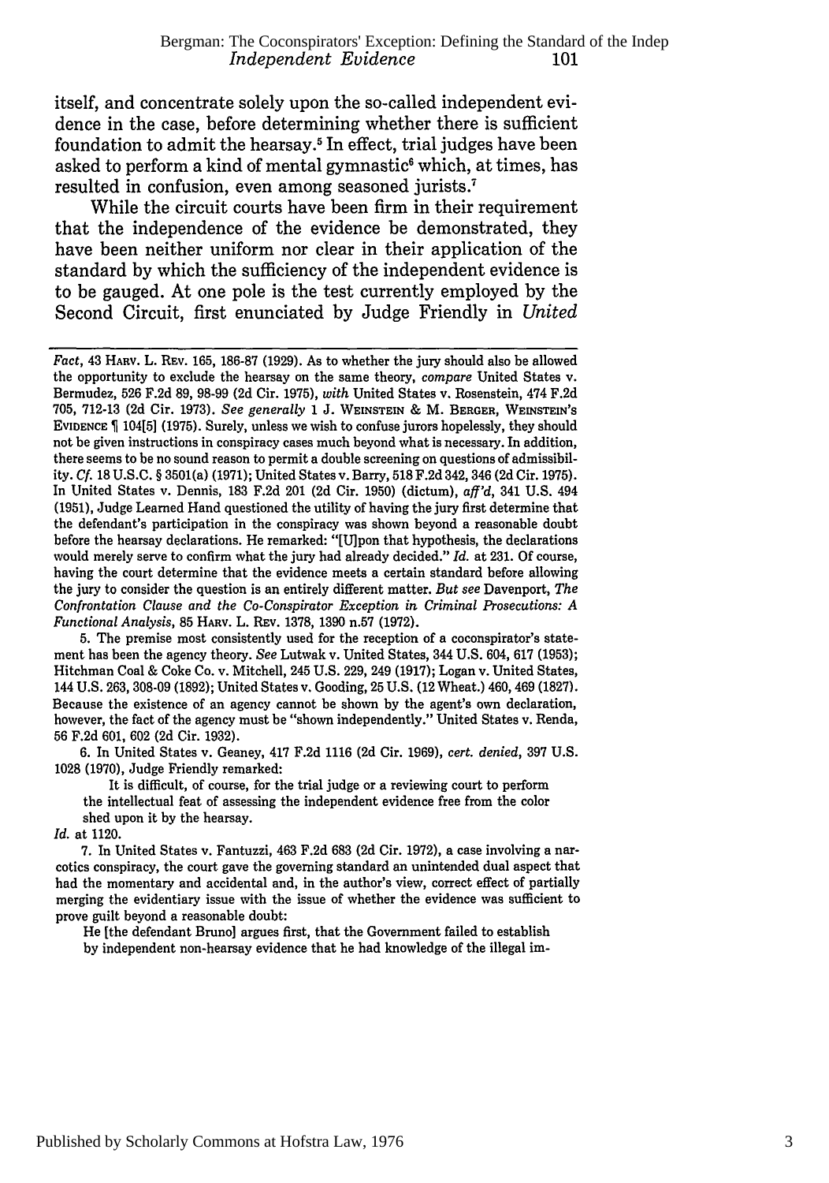itself, and concentrate solely upon the so-called independent evidence in the case, before determining whether there is sufficient foundation to admit the hearsay.[5] In effect, trial judges have been asked to perform a kind of mental gymnastic[6] which, at times, has resulted in confusion, even among seasoned jurists.[7]

While the circuit courts have been firm in their requirement that the independence of the evidence be demonstrated, they have been neither uniform nor clear in their application of the standard by which the sufficiency of the independent evidence is to be gauged. At one pole is the test currently employed by the Second Circuit, first enunciated by Judge Friendly in *United*

---

*Fact*, 43 HARV. L. REV. 165, 186-87 (1929). As to whether the jury should also be allowed the opportunity to exclude the hearsay on the same theory, *compare* United States v. Bermudez, 526 F.2d 89, 98-99 (2d Cir. 1975), *with* United States v. Rosenstein, 474 F.2d 705, 712-13 (2d Cir. 1973). *See generally* 1 J. WEINSTEIN & M. BERGER, WEINSTEIN'S EVIDENCE ¶ 104[5] (1975). Surely, unless we wish to confuse jurors hopelessly, they should not be given instructions in conspiracy cases much beyond what is necessary. In addition, there seems to be no sound reason to permit a double screening on questions of admissibility. *Cf.* 18 U.S.C. § 3501(a) (1971); United States v. Barry, 518 F.2d 342, 346 (2d Cir. 1975). In United States v. Dennis, 183 F.2d 201 (2d Cir. 1950) (dictum), *aff'd*, 341 U.S. 494 (1951), Judge Learned Hand questioned the utility of having the jury first determine that the defendant's participation in the conspiracy was shown beyond a reasonable doubt before the hearsay declarations. He remarked: "[U]pon that hypothesis, the declarations would merely serve to confirm what the jury had already decided." *Id.* at 231. Of course, having the court determine that the evidence meets a certain standard before allowing the jury to consider the question is an entirely different matter. *But see* Davenport, *The Confrontation Clause and the Co-Conspirator Exception in Criminal Prosecutions: A Functional Analysis*, 85 HARV. L. REV. 1378, 1390 n.57 (1972).

5. The premise most consistently used for the reception of a coconspirator's statement has been the agency theory. *See* Lutwak v. United States, 344 U.S. 604, 617 (1953); Hitchman Coal & Coke Co. v. Mitchell, 245 U.S. 229, 249 (1917); Logan v. United States, 144 U.S. 263, 308-09 (1892); United States v. Gooding, 25 U.S. (12 Wheat.) 460, 469 (1827). Because the existence of an agency cannot be shown by the agent's own declaration, however, the fact of the agency must be "shown independently." United States v. Renda, 56 F.2d 601, 602 (2d Cir. 1932).

6. In United States v. Geaney, 417 F.2d 1116 (2d Cir. 1969), *cert. denied*, 397 U.S. 1028 (1970), Judge Friendly remarked:

> It is difficult, of course, for the trial judge or a reviewing court to perform the intellectual feat of assessing the independent evidence free from the color shed upon it by the hearsay.

*Id.* at 1120.

7. In United States v. Fantuzzi, 463 F.2d 683 (2d Cir. 1972), a case involving a narcotics conspiracy, the court gave the governing standard an unintended dual aspect that had the momentary and accidental and, in the author's view, correct effect of partially merging the evidentiary issue with the issue of whether the evidence was sufficient to prove guilt beyond a reasonable doubt:

> He [the defendant Bruno] argues first, that the Government failed to establish by independent non-hearsay evidence that he had knowledge of the illegal im-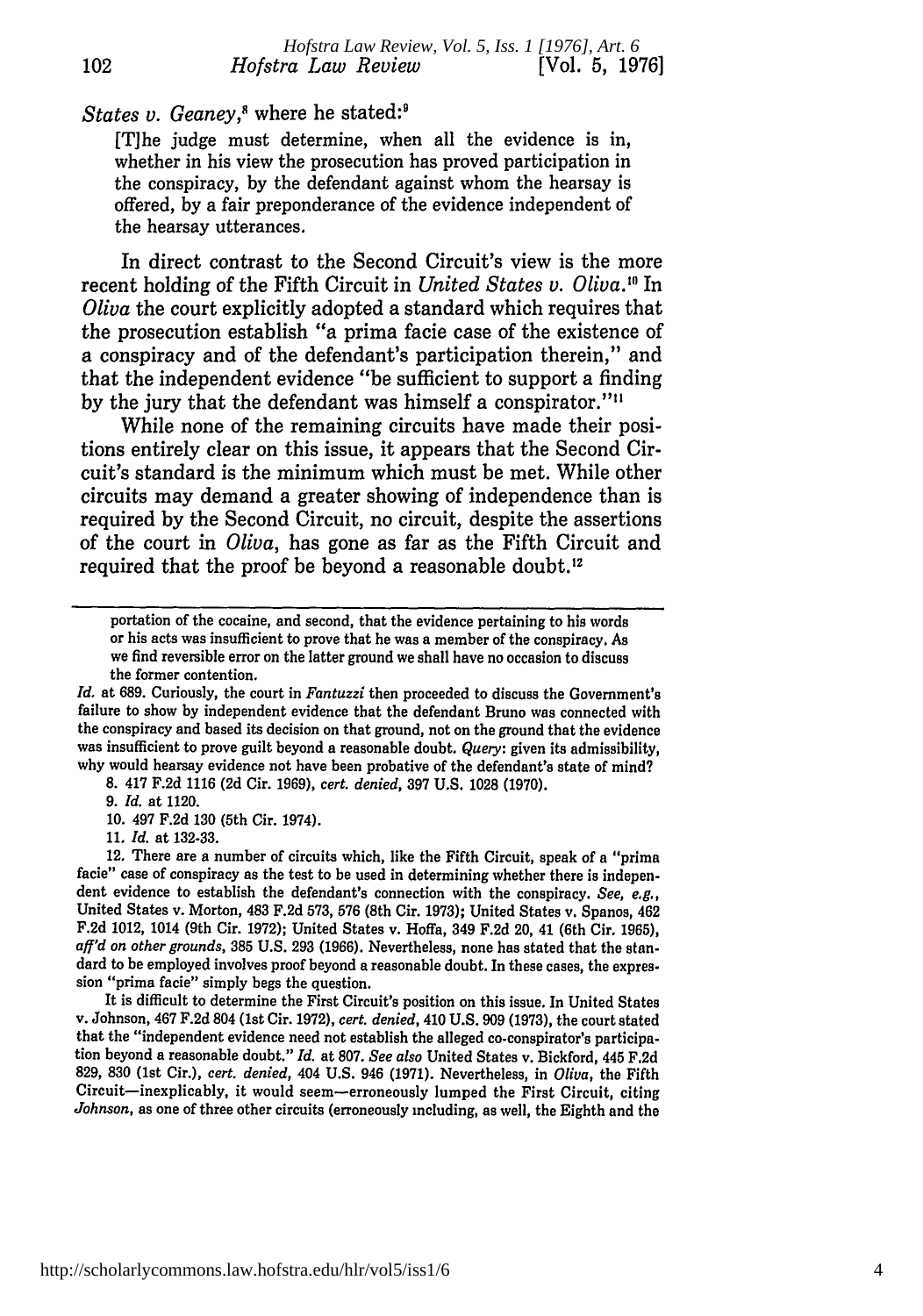*States v. Geaney*,[8] where he stated:[9]

> [T]he judge must determine, when all the evidence is in, whether in his view the prosecution has proved participation in the conspiracy, by the defendant against whom the hearsay is offered, by a fair preponderance of the evidence independent of the hearsay utterances.

In direct contrast to the Second Circuit's view is the more recent holding of the Fifth Circuit in *United States v. Oliva*.[10] In *Oliva* the court explicitly adopted a standard which requires that the prosecution establish "a prima facie case of the existence of a conspiracy and of the defendant's participation therein," and that the independent evidence "be sufficient to support a finding by the jury that the defendant was himself a conspirator."[11]

While none of the remaining circuits have made their positions entirely clear on this issue, it appears that the Second Circuit's standard is the minimum which must be met. While other circuits may demand a greater showing of independence than is required by the Second Circuit, no circuit, despite the assertions of the court in *Oliva*, has gone as far as the Fifth Circuit and required that the proof be beyond a reasonable doubt.[12]

---

> portation of the cocaine, and second, that the evidence pertaining to his words or his acts was insufficient to prove that he was a member of the conspiracy. As we find reversible error on the latter ground we shall have no occasion to discuss the former contention.

*Id.* at 689. Curiously, the court in *Fantuzzi* then proceeded to discuss the Government's failure to show by independent evidence that the defendant Bruno was connected with the conspiracy and based its decision on that ground, not on the ground that the evidence was insufficient to prove guilt beyond a reasonable doubt. *Query*: given its admissibility, why would hearsay evidence not have been probative of the defendant's state of mind?

8. 417 F.2d 1116 (2d Cir. 1969), *cert. denied*, 397 U.S. 1028 (1970).

9. *Id.* at 1120.

10. 497 F.2d 130 (5th Cir. 1974).

11. *Id.* at 132-33.

12. There are a number of circuits which, like the Fifth Circuit, speak of a "prima facie" case of conspiracy as the test to be used in determining whether there is independent evidence to establish the defendant's connection with the conspiracy. *See, e.g.*, United States v. Morton, 483 F.2d 573, 576 (8th Cir. 1973); United States v. Spanos, 462 F.2d 1012, 1014 (9th Cir. 1972); United States v. Hoffa, 349 F.2d 20, 41 (6th Cir. 1965), *aff'd on other grounds*, 385 U.S. 293 (1966). Nevertheless, none has stated that the standard to be employed involves proof beyond a reasonable doubt. In these cases, the expression "prima facie" simply begs the question.

It is difficult to determine the First Circuit's position on this issue. In United States v. Johnson, 467 F.2d 804 (1st Cir. 1972), *cert. denied*, 410 U.S. 909 (1973), the court stated that the "independent evidence need not establish the alleged co-conspirator's participation beyond a reasonable doubt." *Id.* at 807. *See also* United States v. Bickford, 445 F.2d 829, 830 (1st Cir.), *cert. denied*, 404 U.S. 946 (1971). Nevertheless, in *Oliva*, the Fifth Circuit—inexplicably, it would seem—erroneously lumped the First Circuit, citing *Johnson*, as one of three other circuits (erroneously including, as well, the Eighth and the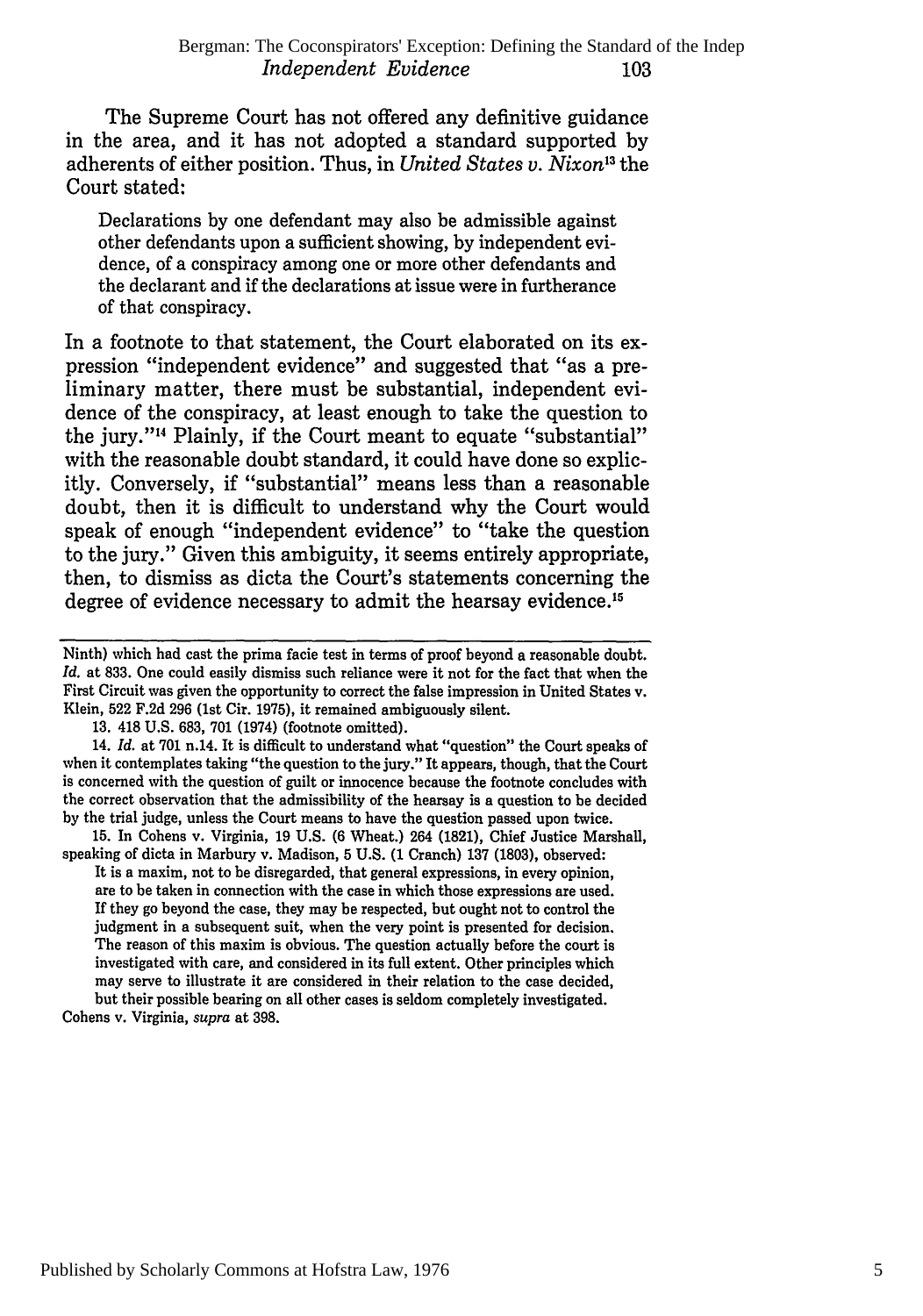The Supreme Court has not offered any definitive guidance in the area, and it has not adopted a standard supported by adherents of either position. Thus, in *United States v. Nixon*[13] the Court stated:

> Declarations by one defendant may also be admissible against other defendants upon a sufficient showing, by independent evidence, of a conspiracy among one or more other defendants and the declarant and if the declarations at issue were in furtherance of that conspiracy.

In a footnote to that statement, the Court elaborated on its expression "independent evidence" and suggested that "as a preliminary matter, there must be substantial, independent evidence of the conspiracy, at least enough to take the question to the jury."[14] Plainly, if the Court meant to equate "substantial" with the reasonable doubt standard, it could have done so explicitly. Conversely, if "substantial" means less than a reasonable doubt, then it is difficult to understand why the Court would speak of enough "independent evidence" to "take the question to the jury." Given this ambiguity, it seems entirely appropriate, then, to dismiss as dicta the Court's statements concerning the degree of evidence necessary to admit the hearsay evidence.[15]

---

Ninth) which had cast the prima facie test in terms of proof beyond a reasonable doubt. *Id.* at 833. One could easily dismiss such reliance were it not for the fact that when the First Circuit was given the opportunity to correct the false impression in United States v. Klein, 522 F.2d 296 (1st Cir. 1975), it remained ambiguously silent.

13. 418 U.S. 683, 701 (1974) (footnote omitted).

14. *Id.* at 701 n.14. It is difficult to understand what "question" the Court speaks of when it contemplates taking "the question to the jury." It appears, though, that the Court is concerned with the question of guilt or innocence because the footnote concludes with the correct observation that the admissibility of the hearsay is a question to be decided by the trial judge, unless the Court means to have the question passed upon twice.

15. In Cohens v. Virginia, 19 U.S. (6 Wheat.) 264 (1821), Chief Justice Marshall, speaking of dicta in Marbury v. Madison, 5 U.S. (1 Cranch) 137 (1803), observed:

> It is a maxim, not to be disregarded, that general expressions, in every opinion, are to be taken in connection with the case in which those expressions are used. If they go beyond the case, they may be respected, but ought not to control the judgment in a subsequent suit, when the very point is presented for decision. The reason of this maxim is obvious. The question actually before the court is investigated with care, and considered in its full extent. Other principles which may serve to illustrate it are considered in their relation to the case decided, but their possible bearing on all other cases is seldom completely investigated.

Cohens v. Virginia, *supra* at 398.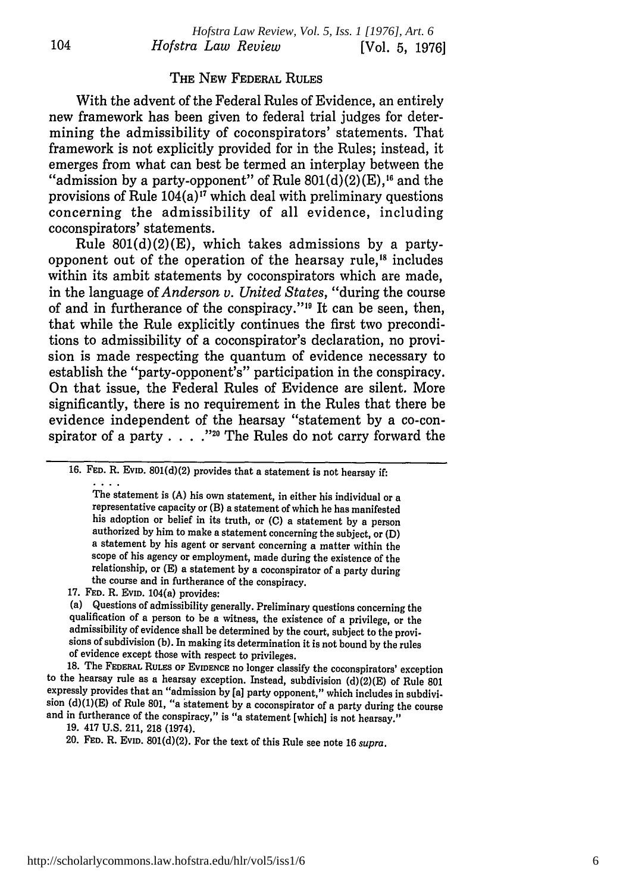## THE NEW FEDERAL RULES

With the advent of the Federal Rules of Evidence, an entirely new framework has been given to federal trial judges for determining the admissibility of coconspirators' statements. That framework is not explicitly provided for in the Rules; instead, it emerges from what can best be termed an interplay between the "admission by a party-opponent" of Rule 801(d)(2)(E),[16] and the provisions of Rule 104(a)[17] which deal with preliminary questions concerning the admissibility of all evidence, including coconspirators' statements.

Rule 801(d)(2)(E), which takes admissions by a party-opponent out of the operation of the hearsay rule,[18] includes within its ambit statements by coconspirators which are made, in the language of *Anderson v. United States*, "during the course of and in furtherance of the conspiracy."[19] It can be seen, then, that while the Rule explicitly continues the first two preconditions to admissibility of a coconspirator's declaration, no provision is made respecting the quantum of evidence necessary to establish the "party-opponent's" participation in the conspiracy. On that issue, the Federal Rules of Evidence are silent. More significantly, there is no requirement in the Rules that there be evidence independent of the hearsay "statement by a co-conspirator of a party . . . ."[20] The Rules do not carry forward the

---

16. FED. R. EVID. 801(d)(2) provides that a statement is not hearsay if:

. . . .

> The statement is (A) his own statement, in either his individual or a representative capacity or (B) a statement of which he has manifested his adoption or belief in its truth, or (C) a statement by a person authorized by him to make a statement concerning the subject, or (D) a statement by his agent or servant concerning a matter within the scope of his agency or employment, made during the existence of the relationship, or (E) a statement by a coconspirator of a party during the course and in furtherance of the conspiracy.

17. FED. R. EVID. 104(a) provides:

> (a) Questions of admissibility generally. Preliminary questions concerning the qualification of a person to be a witness, the existence of a privilege, or the admissibility of evidence shall be determined by the court, subject to the provisions of subdivision (b). In making its determination it is not bound by the rules of evidence except those with respect to privileges.

18. The FEDERAL RULES OF EVIDENCE no longer classify the coconspirators' exception to the hearsay rule as a hearsay exception. Instead, subdivision (d)(2)(E) of Rule 801 expressly provides that an "admission by [a] party opponent," which includes in subdivision (d)(1)(E) of Rule 801, "a statement by a coconspirator of a party during the course and in furtherance of the conspiracy," is "a statement [which] is not hearsay."

19. 417 U.S. 211, 218 (1974).

20. FED. R. EVID. 801(d)(2). For the text of this Rule see note 16 *supra*.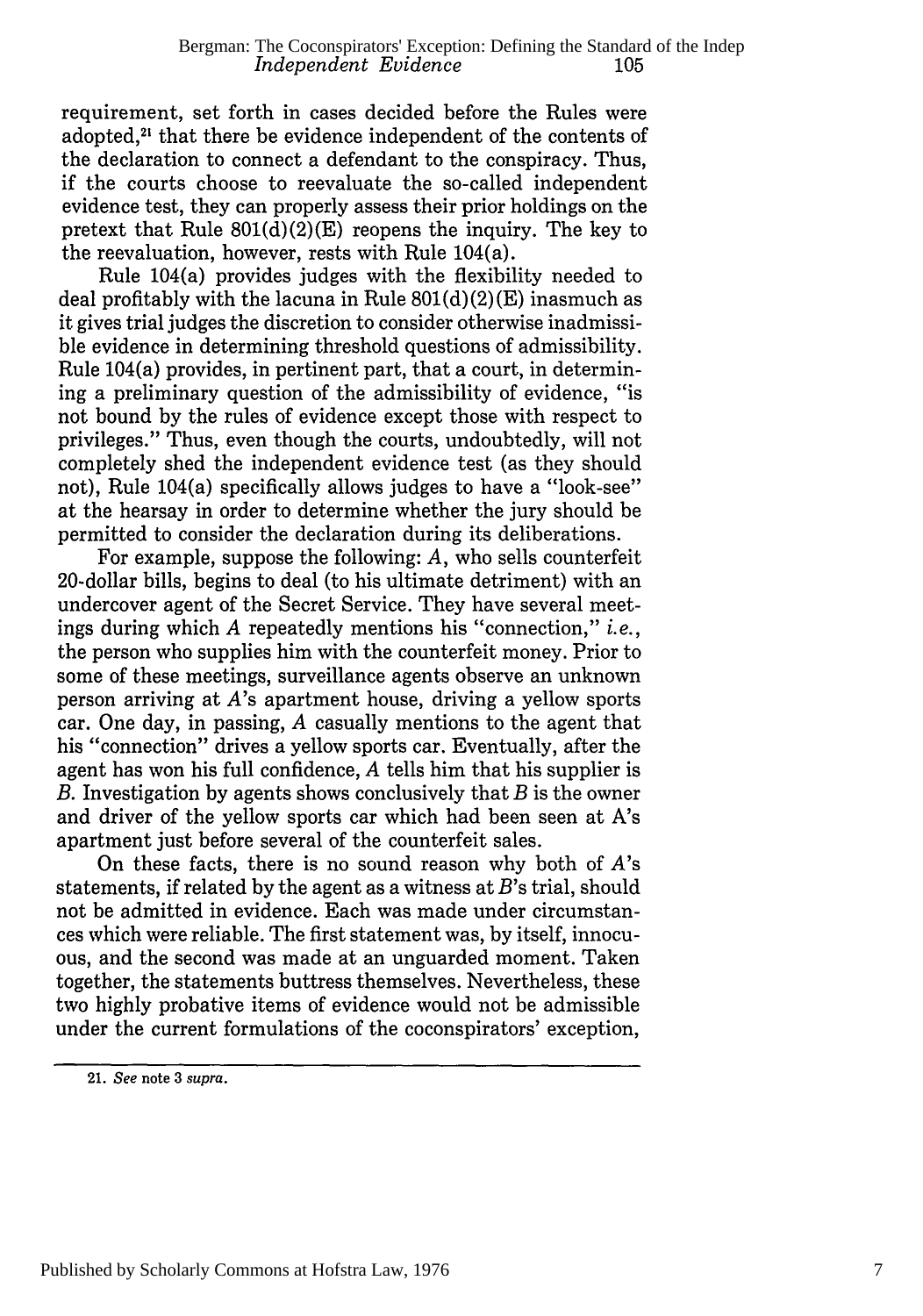requirement, set forth in cases decided before the Rules were adopted,[21] that there be evidence independent of the contents of the declaration to connect a defendant to the conspiracy. Thus, if the courts choose to reevaluate the so-called independent evidence test, they can properly assess their prior holdings on the pretext that Rule 801(d)(2)(E) reopens the inquiry. The key to the reevaluation, however, rests with Rule 104(a).

Rule 104(a) provides judges with the flexibility needed to deal profitably with the lacuna in Rule 801(d)(2)(E) inasmuch as it gives trial judges the discretion to consider otherwise inadmissible evidence in determining threshold questions of admissibility. Rule 104(a) provides, in pertinent part, that a court, in determining a preliminary question of the admissibility of evidence, "is not bound by the rules of evidence except those with respect to privileges." Thus, even though the courts, undoubtedly, will not completely shed the independent evidence test (as they should not), Rule 104(a) specifically allows judges to have a "look-see" at the hearsay in order to determine whether the jury should be permitted to consider the declaration during its deliberations.

For example, suppose the following: *A*, who sells counterfeit 20-dollar bills, begins to deal (to his ultimate detriment) with an undercover agent of the Secret Service. They have several meetings during which *A* repeatedly mentions his "connection," *i.e.*, the person who supplies him with the counterfeit money. Prior to some of these meetings, surveillance agents observe an unknown person arriving at *A*'s apartment house, driving a yellow sports car. One day, in passing, *A* casually mentions to the agent that his "connection" drives a yellow sports car. Eventually, after the agent has won his full confidence, *A* tells him that his supplier is *B*. Investigation by agents shows conclusively that *B* is the owner and driver of the yellow sports car which had been seen at A's apartment just before several of the counterfeit sales.

On these facts, there is no sound reason why both of *A*'s statements, if related by the agent as a witness at *B*'s trial, should not be admitted in evidence. Each was made under circumstances which were reliable. The first statement was, by itself, innocuous, and the second was made at an unguarded moment. Taken together, the statements buttress themselves. Nevertheless, these two highly probative items of evidence would not be admissible under the current formulations of the coconspirators' exception,

---

21. *See* note 3 *supra*.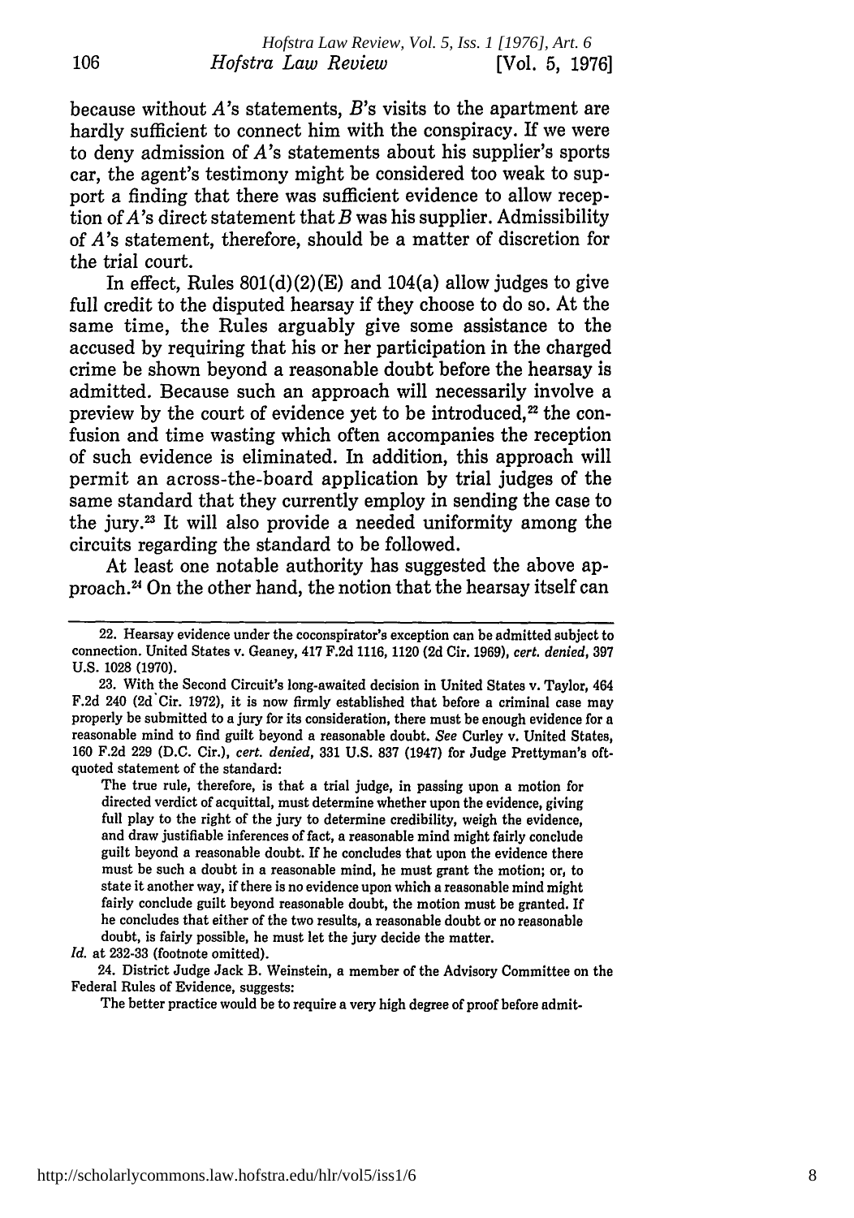because without *A*'s statements, *B*'s visits to the apartment are hardly sufficient to connect him with the conspiracy. If we were to deny admission of *A*'s statements about his supplier's sports car, the agent's testimony might be considered too weak to support a finding that there was sufficient evidence to allow reception of *A*'s direct statement that *B* was his supplier. Admissibility of *A*'s statement, therefore, should be a matter of discretion for the trial court.

In effect, Rules 801(d)(2)(E) and 104(a) allow judges to give full credit to the disputed hearsay if they choose to do so. At the same time, the Rules arguably give some assistance to the accused by requiring that his or her participation in the charged crime be shown beyond a reasonable doubt before the hearsay is admitted. Because such an approach will necessarily involve a preview by the court of evidence yet to be introduced,[22] the confusion and time wasting which often accompanies the reception of such evidence is eliminated. In addition, this approach will permit an across-the-board application by trial judges of the same standard that they currently employ in sending the case to the jury.[23] It will also provide a needed uniformity among the circuits regarding the standard to be followed.

At least one notable authority has suggested the above approach.[24] On the other hand, the notion that the hearsay itself can

22. Hearsay evidence under the coconspirator's exception can be admitted subject to connection. United States v. Geaney, 417 F.2d 1116, 1120 (2d Cir. 1969), *cert. denied*, 397 U.S. 1028 (1970).

23. With the Second Circuit's long-awaited decision in United States v. Taylor, 464 F.2d 240 (2d Cir. 1972), it is now firmly established that before a criminal case may properly be submitted to a jury for its consideration, there must be enough evidence for a reasonable mind to find guilt beyond a reasonable doubt. *See* Curley v. United States, 160 F.2d 229 (D.C. Cir.), *cert. denied*, 331 U.S. 837 (1947) for Judge Prettyman's oft-quoted statement of the standard:

> The true rule, therefore, is that a trial judge, in passing upon a motion for directed verdict of acquittal, must determine whether upon the evidence, giving full play to the right of the jury to determine credibility, weigh the evidence, and draw justifiable inferences of fact, a reasonable mind might fairly conclude guilt beyond a reasonable doubt. If he concludes that upon the evidence there must be such a doubt in a reasonable mind, he must grant the motion; or, to state it another way, if there is no evidence upon which a reasonable mind might fairly conclude guilt beyond reasonable doubt, the motion must be granted. If he concludes that either of the two results, a reasonable doubt or no reasonable doubt, is fairly possible, he must let the jury decide the matter.

*Id.* at 232-33 (footnote omitted).

24. District Judge Jack B. Weinstein, a member of the Advisory Committee on the Federal Rules of Evidence, suggests:

> The better practice would be to require a very high degree of proof before admit-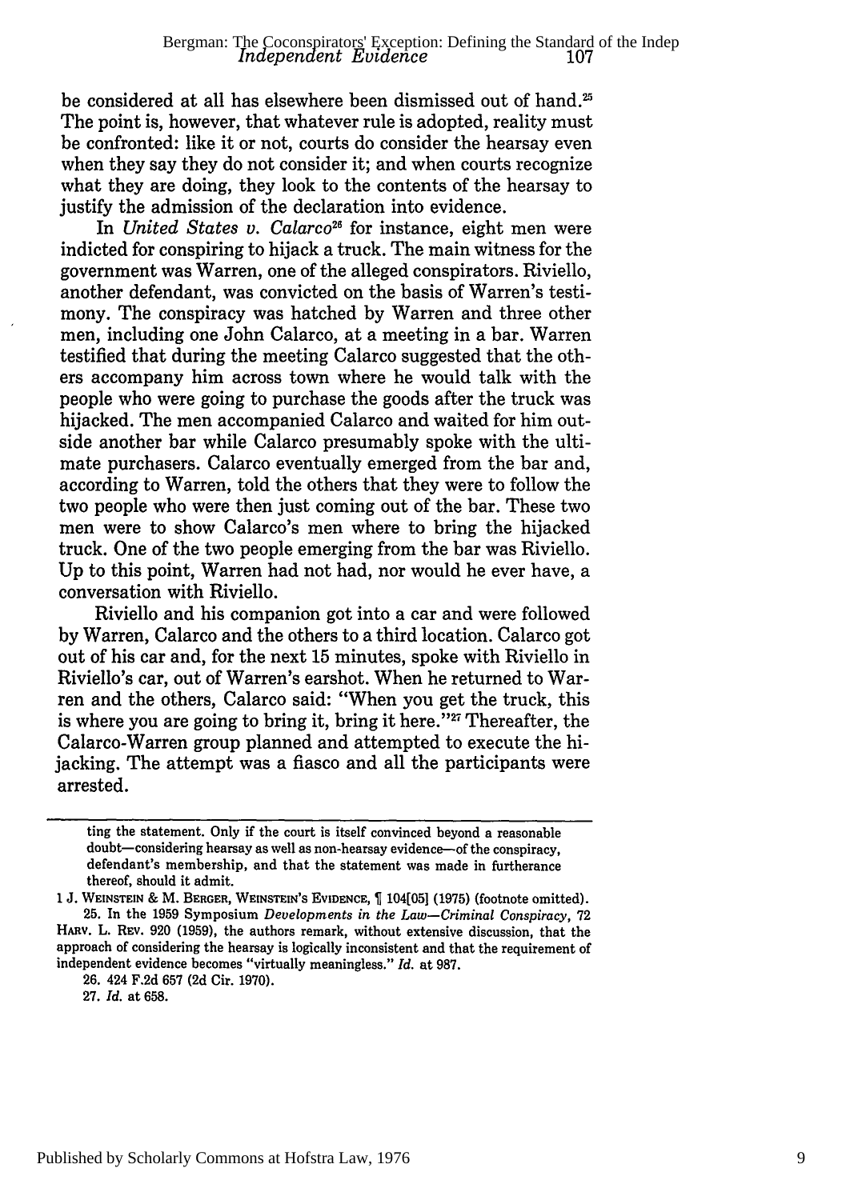be considered at all has elsewhere been dismissed out of hand.[25] The point is, however, that whatever rule is adopted, reality must be confronted: like it or not, courts do consider the hearsay even when they say they do not consider it; and when courts recognize what they are doing, they look to the contents of the hearsay to justify the admission of the declaration into evidence.

In *United States v. Calarco*[26] for instance, eight men were indicted for conspiring to hijack a truck. The main witness for the government was Warren, one of the alleged conspirators. Riviello, another defendant, was convicted on the basis of Warren's testimony. The conspiracy was hatched by Warren and three other men, including one John Calarco, at a meeting in a bar. Warren testified that during the meeting Calarco suggested that the others accompany him across town where he would talk with the people who were going to purchase the goods after the truck was hijacked. The men accompanied Calarco and waited for him outside another bar while Calarco presumably spoke with the ultimate purchasers. Calarco eventually emerged from the bar and, according to Warren, told the others that they were to follow the two people who were then just coming out of the bar. These two men were to show Calarco's men where to bring the hijacked truck. One of the two people emerging from the bar was Riviello. Up to this point, Warren had not had, nor would he ever have, a conversation with Riviello.

Riviello and his companion got into a car and were followed by Warren, Calarco and the others to a third location. Calarco got out of his car and, for the next 15 minutes, spoke with Riviello in Riviello's car, out of Warren's earshot. When he returned to Warren and the others, Calarco said: "When you get the truck, this is where you are going to bring it, bring it here."[27] Thereafter, the Calarco-Warren group planned and attempted to execute the hijacking. The attempt was a fiasco and all the participants were arrested.

---

ting the statement. Only if the court is itself convinced beyond a reasonable doubt—considering hearsay as well as non-hearsay evidence—of the conspiracy, defendant's membership, and that the statement was made in furtherance thereof, should it admit.

1 J. WEINSTEIN & M. BERGER, WEINSTEIN'S EVIDENCE, ¶ 104[05] (1975) (footnote omitted).

25. In the 1959 Symposium *Developments in the Law—Criminal Conspiracy*, 72 HARV. L. REV. 920 (1959), the authors remark, without extensive discussion, that the approach of considering the hearsay is logically inconsistent and that the requirement of independent evidence becomes "virtually meaningless." *Id.* at 987.

26. 424 F.2d 657 (2d Cir. 1970).

27. *Id.* at 658.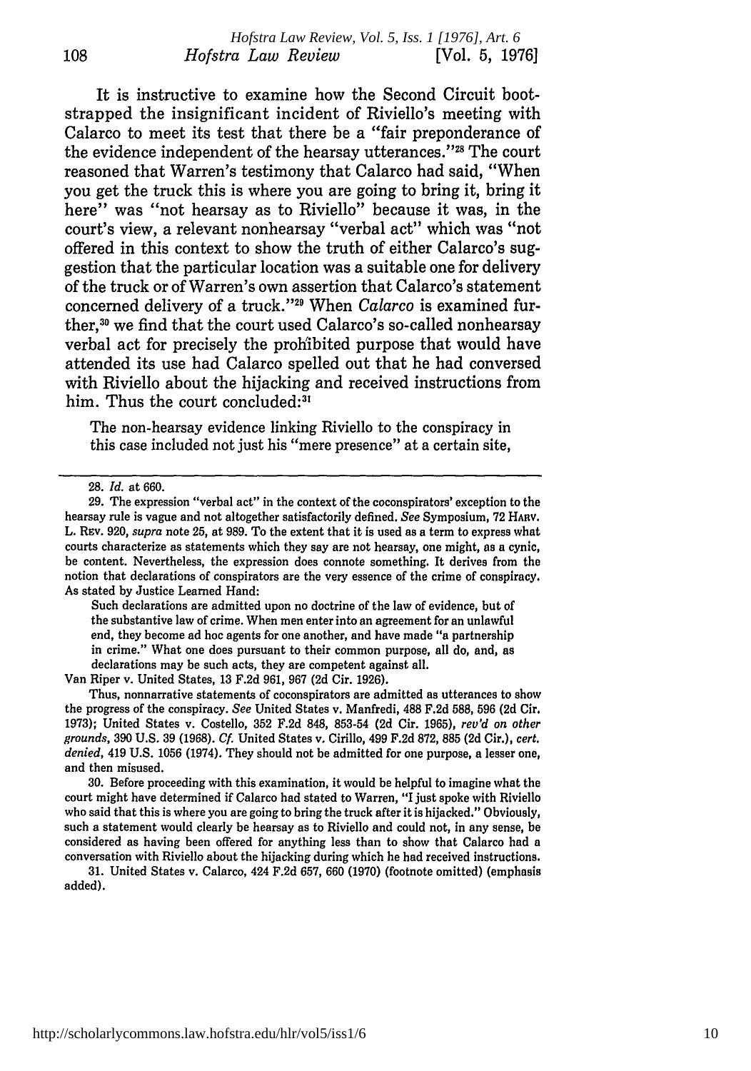It is instructive to examine how the Second Circuit bootstrapped the insignificant incident of Riviello's meeting with Calarco to meet its test that there be a "fair preponderance of the evidence independent of the hearsay utterances."[28] The court reasoned that Warren's testimony that Calarco had said, "When you get the truck this is where you are going to bring it, bring it here" was "not hearsay as to Riviello" because it was, in the court's view, a relevant nonhearsay "verbal act" which was "not offered in this context to show the truth of either Calarco's suggestion that the particular location was a suitable one for delivery of the truck or of Warren's own assertion that Calarco's statement concerned delivery of a truck."[29] When *Calarco* is examined further,[30] we find that the court used Calarco's so-called nonhearsay verbal act for precisely the prohibited purpose that would have attended its use had Calarco spelled out that he had conversed with Riviello about the hijacking and received instructions from him. Thus the court concluded:[31]

> The non-hearsay evidence linking Riviello to the conspiracy in this case included not just his "mere presence" at a certain site,

---

28. *Id.* at 660.

29. The expression "verbal act" in the context of the coconspirators' exception to the hearsay rule is vague and not altogether satisfactorily defined. *See* Symposium, 72 HARV. L. REV. 920, *supra* note 25, at 989. To the extent that it is used as a term to express what courts characterize as statements which they say are not hearsay, one might, as a cynic, be content. Nevertheless, the expression does connote something. It derives from the notion that declarations of conspirators are the very essence of the crime of conspiracy. As stated by Justice Learned Hand:

> Such declarations are admitted upon no doctrine of the law of evidence, but of the substantive law of crime. When men enter into an agreement for an unlawful end, they become ad hoc agents for one another, and have made "a partnership in crime." What one does pursuant to their common purpose, all do, and, as declarations may be such acts, they are competent against all.

Van Riper v. United States, 13 F.2d 961, 967 (2d Cir. 1926).

Thus, nonnarrative statements of coconspirators are admitted as utterances to show the progress of the conspiracy. *See* United States v. Manfredi, 488 F.2d 588, 596 (2d Cir. 1973); United States v. Costello, 352 F.2d 848, 853-54 (2d Cir. 1965), *rev'd on other grounds*, 390 U.S. 39 (1968). *Cf.* United States v. Cirillo, 499 F.2d 872, 885 (2d Cir.), *cert. denied*, 419 U.S. 1056 (1974). They should not be admitted for one purpose, a lesser one, and then misused.

30. Before proceeding with this examination, it would be helpful to imagine what the court might have determined if Calarco had stated to Warren, "I just spoke with Riviello who said that this is where you are going to bring the truck after it is hijacked." Obviously, such a statement would clearly be hearsay as to Riviello and could not, in any sense, be considered as having been offered for anything less than to show that Calarco had a conversation with Riviello about the hijacking during which he had received instructions.

31. United States v. Calarco, 424 F.2d 657, 660 (1970) (footnote omitted) (emphasis added).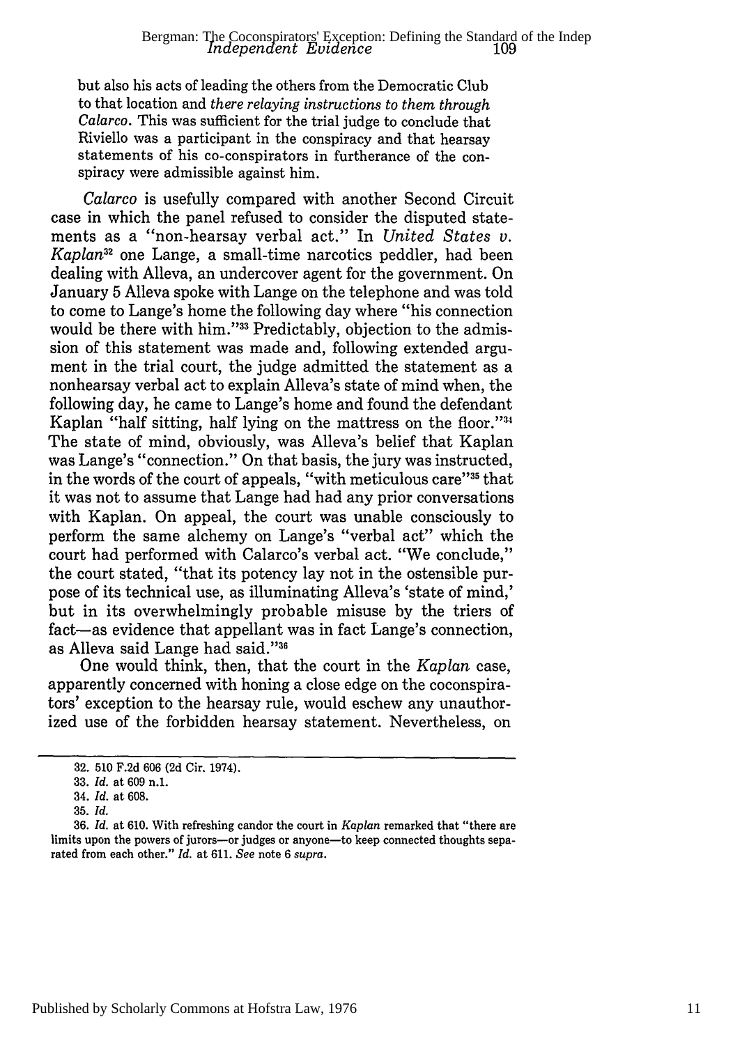but also his acts of leading the others from the Democratic Club to that location and *there relaying instructions to them through Calarco*. This was sufficient for the trial judge to conclude that Riviello was a participant in the conspiracy and that hearsay statements of his co-conspirators in furtherance of the conspiracy were admissible against him.

*Calarco* is usefully compared with another Second Circuit case in which the panel refused to consider the disputed statements as a "non-hearsay verbal act." In *United States v. Kaplan*[32] one Lange, a small-time narcotics peddler, had been dealing with Alleva, an undercover agent for the government. On January 5 Alleva spoke with Lange on the telephone and was told to come to Lange's home the following day where "his connection would be there with him."[33] Predictably, objection to the admission of this statement was made and, following extended argument in the trial court, the judge admitted the statement as a nonhearsay verbal act to explain Alleva's state of mind when, the following day, he came to Lange's home and found the defendant Kaplan "half sitting, half lying on the mattress on the floor."[34] The state of mind, obviously, was Alleva's belief that Kaplan was Lange's "connection." On that basis, the jury was instructed, in the words of the court of appeals, "with meticulous care"[35] that it was not to assume that Lange had had any prior conversations with Kaplan. On appeal, the court was unable consciously to perform the same alchemy on Lange's "verbal act" which the court had performed with Calarco's verbal act. "We conclude," the court stated, "that its potency lay not in the ostensible purpose of its technical use, as illuminating Alleva's 'state of mind,' but in its overwhelmingly probable misuse by the triers of fact—as evidence that appellant was in fact Lange's connection, as Alleva said Lange had said."[36]

One would think, then, that the court in the *Kaplan* case, apparently concerned with honing a close edge on the coconspirators' exception to the hearsay rule, would eschew any unauthorized use of the forbidden hearsay statement. Nevertheless, on

---

32. 510 F.2d 606 (2d Cir. 1974).

33. *Id.* at 609 n.1.

34. *Id.* at 608.

35. *Id.*

36. *Id.* at 610. With refreshing candor the court in *Kaplan* remarked that "there are limits upon the powers of jurors—or judges or anyone—to keep connected thoughts separated from each other." *Id.* at 611. *See* note 6 *supra*.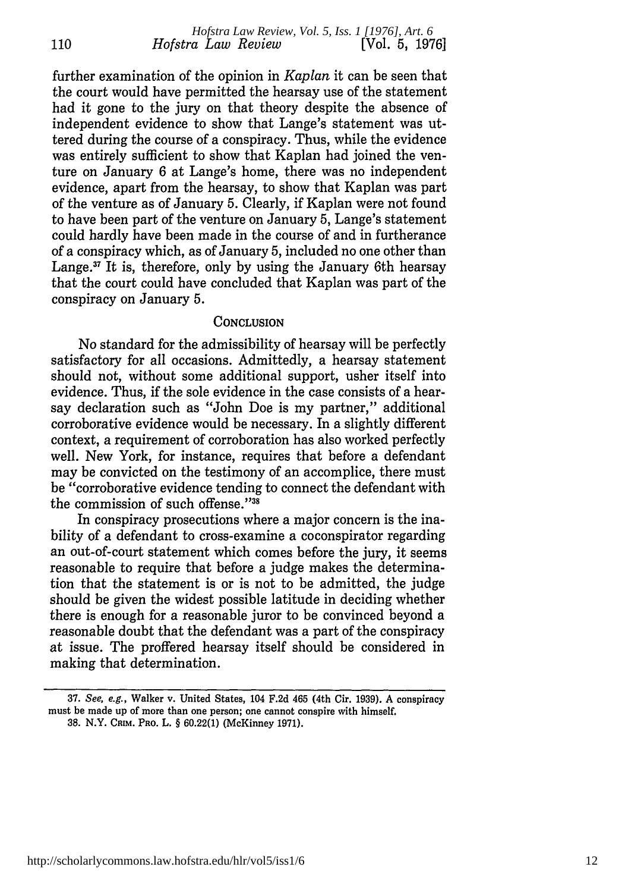further examination of the opinion in *Kaplan* it can be seen that the court would have permitted the hearsay use of the statement had it gone to the jury on that theory despite the absence of independent evidence to show that Lange's statement was uttered during the course of a conspiracy. Thus, while the evidence was entirely sufficient to show that Kaplan had joined the venture on January 6 at Lange's home, there was no independent evidence, apart from the hearsay, to show that Kaplan was part of the venture as of January 5. Clearly, if Kaplan were not found to have been part of the venture on January 5, Lange's statement could hardly have been made in the course of and in furtherance of a conspiracy which, as of January 5, included no one other than Lange.[37] It is, therefore, only by using the January 6th hearsay that the court could have concluded that Kaplan was part of the conspiracy on January 5.

## CONCLUSION

No standard for the admissibility of hearsay will be perfectly satisfactory for all occasions. Admittedly, a hearsay statement should not, without some additional support, usher itself into evidence. Thus, if the sole evidence in the case consists of a hearsay declaration such as "John Doe is my partner," additional corroborative evidence would be necessary. In a slightly different context, a requirement of corroboration has also worked perfectly well. New York, for instance, requires that before a defendant may be convicted on the testimony of an accomplice, there must be "corroborative evidence tending to connect the defendant with the commission of such offense."[38]

In conspiracy prosecutions where a major concern is the inability of a defendant to cross-examine a coconspirator regarding an out-of-court statement which comes before the jury, it seems reasonable to require that before a judge makes the determination that the statement is or is not to be admitted, the judge should be given the widest possible latitude in deciding whether there is enough for a reasonable juror to be convinced beyond a reasonable doubt that the defendant was a part of the conspiracy at issue. The proffered hearsay itself should be considered in making that determination.

---

37. *See, e.g.*, Walker v. United States, 104 F.2d 465 (4th Cir. 1939). A conspiracy must be made up of more than one person; one cannot conspire with himself.

38. N.Y. CRIM. PRO. L. § 60.22(1) (McKinney 1971).